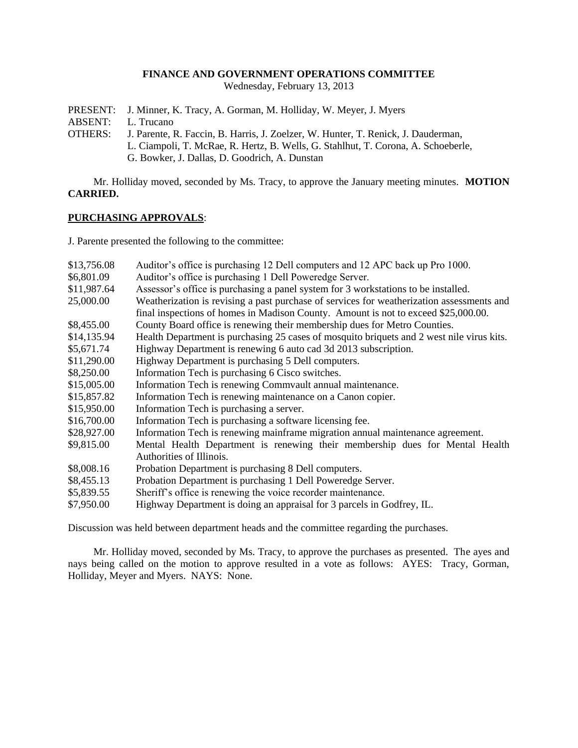**FINANCE AND GOVERNMENT OPERATIONS COMMITTEE**
Wednesday, February 13, 2013

PRESENT: J. Minner, K. Tracy, A. Gorman, M. Holliday, W. Meyer, J. Myers
ABSENT: L. Trucano
OTHERS: J. Parente, R. Faccin, B. Harris, J. Zoelzer, W. Hunter, T. Renick, J. Dauderman, L. Ciampoli, T. McRae, R. Hertz, B. Wells, G. Stahlhut, T. Corona, A. Schoeberle, G. Bowker, J. Dallas, D. Goodrich, A. Dunstan

Mr. Holliday moved, seconded by Ms. Tracy, to approve the January meeting minutes. **MOTION CARRIED.**

**PURCHASING APPROVALS**:

J. Parente presented the following to the committee:

| | |
|---|---|
| \$13,756.08 | Auditor's office is purchasing 12 Dell computers and 12 APC back up Pro 1000. |
| \$6,801.09 | Auditor's office is purchasing 1 Dell Poweredge Server. |
| \$11,987.64 | Assessor's office is purchasing a panel system for 3 workstations to be installed. |
| 25,000.00 | Weatherization is revising a past purchase of services for weatherization assessments and final inspections of homes in Madison County. Amount is not to exceed \$25,000.00. |
| \$8,455.00 | County Board office is renewing their membership dues for Metro Counties. |
| \$14,135.94 | Health Department is purchasing 25 cases of mosquito briquets and 2 west nile virus kits. |
| \$5,671.74 | Highway Department is renewing 6 auto cad 3d 2013 subscription. |
| \$11,290.00 | Highway Department is purchasing 5 Dell computers. |
| \$8,250.00 | Information Tech is purchasing 6 Cisco switches. |
| \$15,005.00 | Information Tech is renewing Commvault annual maintenance. |
| \$15,857.82 | Information Tech is renewing maintenance on a Canon copier. |
| \$15,950.00 | Information Tech is purchasing a server. |
| \$16,700.00 | Information Tech is purchasing a software licensing fee. |
| \$28,927.00 | Information Tech is renewing mainframe migration annual maintenance agreement. |
| \$9,815.00 | Mental Health Department is renewing their membership dues for Mental Health Authorities of Illinois. |
| \$8,008.16 | Probation Department is purchasing 8 Dell computers. |
| \$8,455.13 | Probation Department is purchasing 1 Dell Poweredge Server. |
| \$5,839.55 | Sheriff's office is renewing the voice recorder maintenance. |
| \$7,950.00 | Highway Department is doing an appraisal for 3 parcels in Godfrey, IL. |

Discussion was held between department heads and the committee regarding the purchases.

Mr. Holliday moved, seconded by Ms. Tracy, to approve the purchases as presented. The ayes and nays being called on the motion to approve resulted in a vote as follows: AYES: Tracy, Gorman, Holliday, Meyer and Myers. NAYS: None.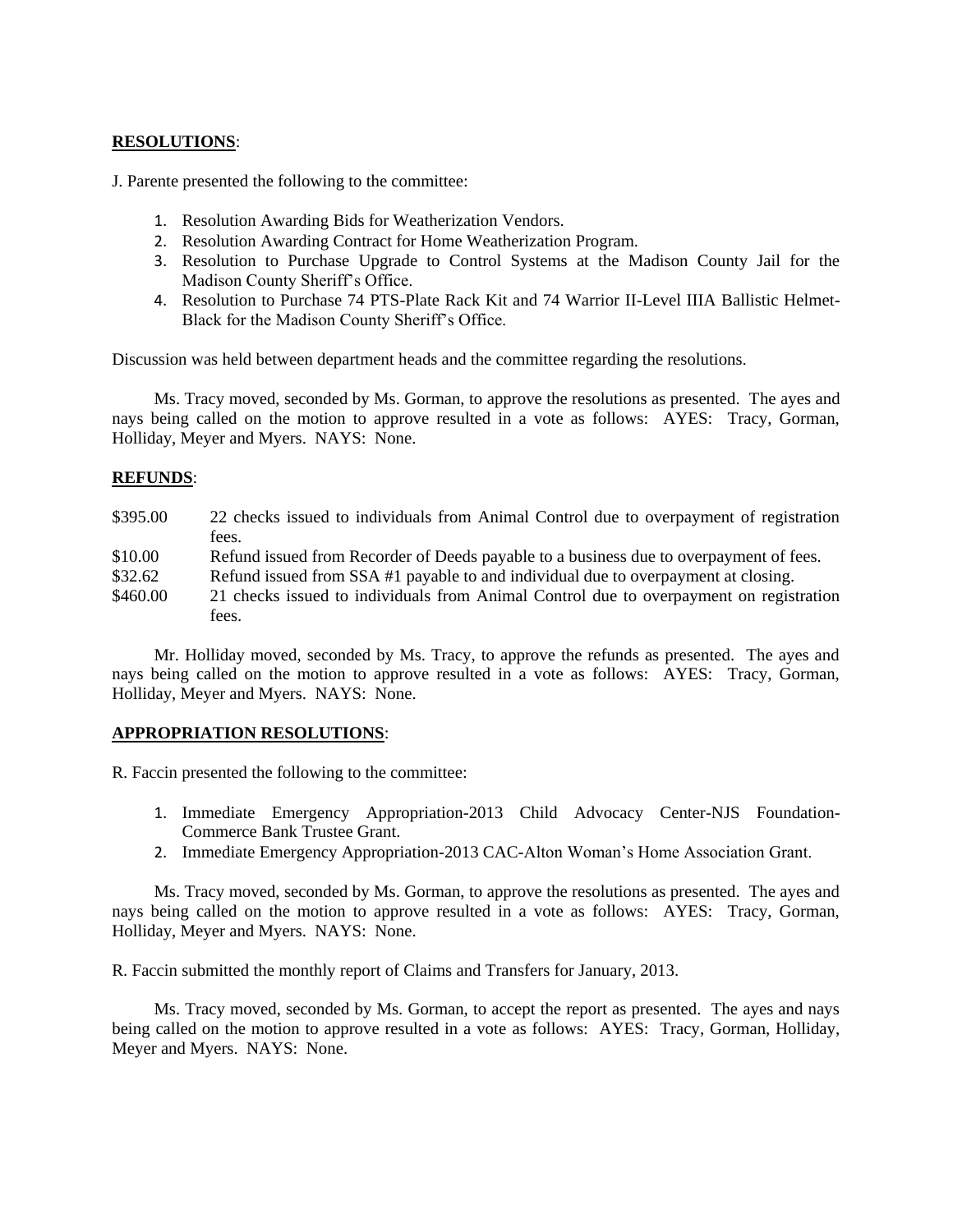**RESOLUTIONS**:

J. Parente presented the following to the committee:

1. Resolution Awarding Bids for Weatherization Vendors.
2. Resolution Awarding Contract for Home Weatherization Program.
3. Resolution to Purchase Upgrade to Control Systems at the Madison County Jail for the Madison County Sheriff's Office.
4. Resolution to Purchase 74 PTS-Plate Rack Kit and 74 Warrior II-Level IIIA Ballistic Helmet-Black for the Madison County Sheriff's Office.

Discussion was held between department heads and the committee regarding the resolutions.

Ms. Tracy moved, seconded by Ms. Gorman, to approve the resolutions as presented. The ayes and nays being called on the motion to approve resulted in a vote as follows: AYES: Tracy, Gorman, Holliday, Meyer and Myers. NAYS: None.

**REFUNDS**:

| | |
|---|---|
| \$395.00 | 22 checks issued to individuals from Animal Control due to overpayment of registration fees. |
| \$10.00 | Refund issued from Recorder of Deeds payable to a business due to overpayment of fees. |
| \$32.62 | Refund issued from SSA #1 payable to and individual due to overpayment at closing. |
| \$460.00 | 21 checks issued to individuals from Animal Control due to overpayment on registration fees. |

Mr. Holliday moved, seconded by Ms. Tracy, to approve the refunds as presented. The ayes and nays being called on the motion to approve resulted in a vote as follows: AYES: Tracy, Gorman, Holliday, Meyer and Myers. NAYS: None.

**APPROPRIATION RESOLUTIONS**:

R. Faccin presented the following to the committee:

1. Immediate Emergency Appropriation-2013 Child Advocacy Center-NJS Foundation-Commerce Bank Trustee Grant.
2. Immediate Emergency Appropriation-2013 CAC-Alton Woman's Home Association Grant.

Ms. Tracy moved, seconded by Ms. Gorman, to approve the resolutions as presented. The ayes and nays being called on the motion to approve resulted in a vote as follows: AYES: Tracy, Gorman, Holliday, Meyer and Myers. NAYS: None.

R. Faccin submitted the monthly report of Claims and Transfers for January, 2013.

Ms. Tracy moved, seconded by Ms. Gorman, to accept the report as presented. The ayes and nays being called on the motion to approve resulted in a vote as follows: AYES: Tracy, Gorman, Holliday, Meyer and Myers. NAYS: None.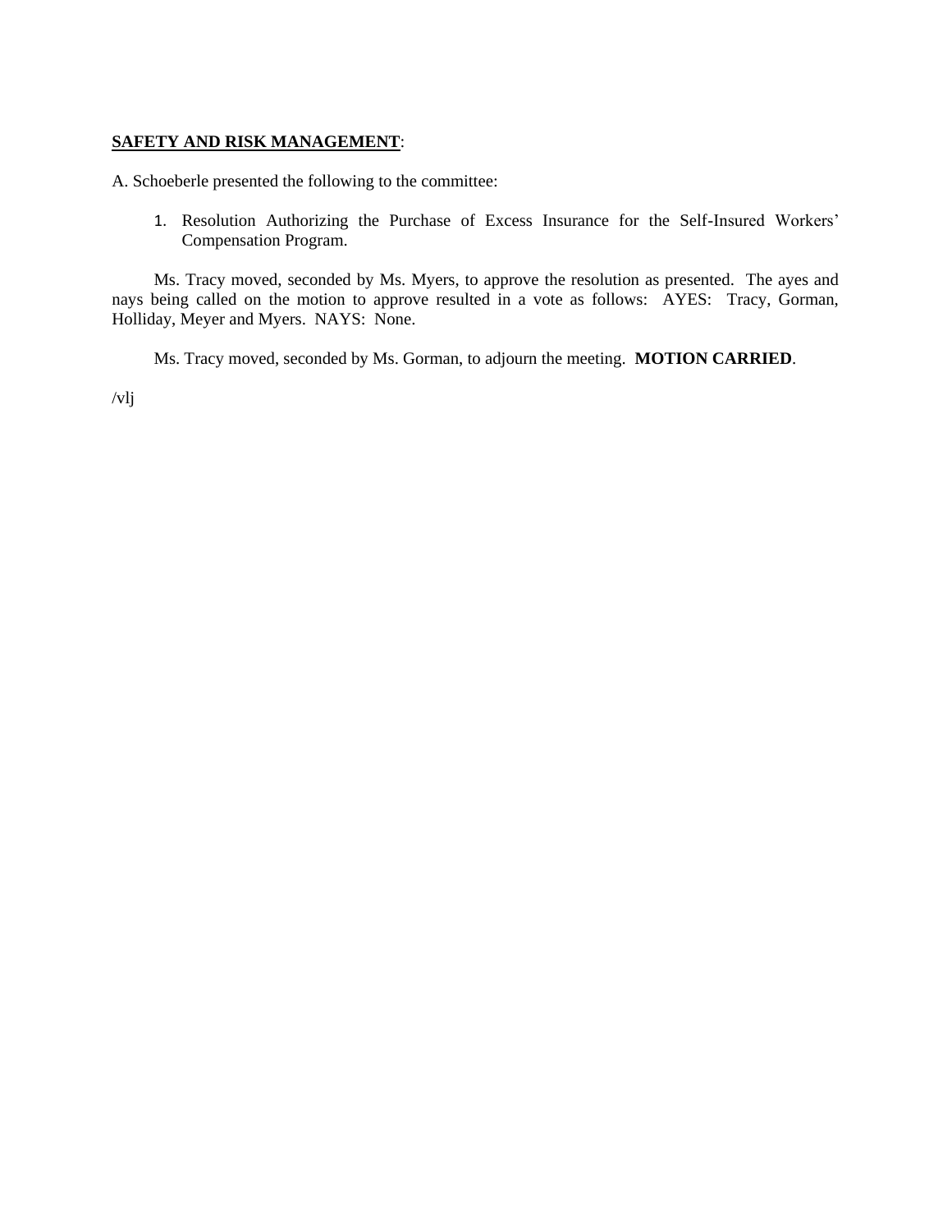**<u>SAFETY AND RISK MANAGEMENT</u>**:

A. Schoeberle presented the following to the committee:

1. Resolution Authorizing the Purchase of Excess Insurance for the Self-Insured Workers' Compensation Program.

Ms. Tracy moved, seconded by Ms. Myers, to approve the resolution as presented. The ayes and nays being called on the motion to approve resulted in a vote as follows: AYES: Tracy, Gorman, Holliday, Meyer and Myers. NAYS: None.

Ms. Tracy moved, seconded by Ms. Gorman, to adjourn the meeting. **MOTION CARRIED**.

/vlj